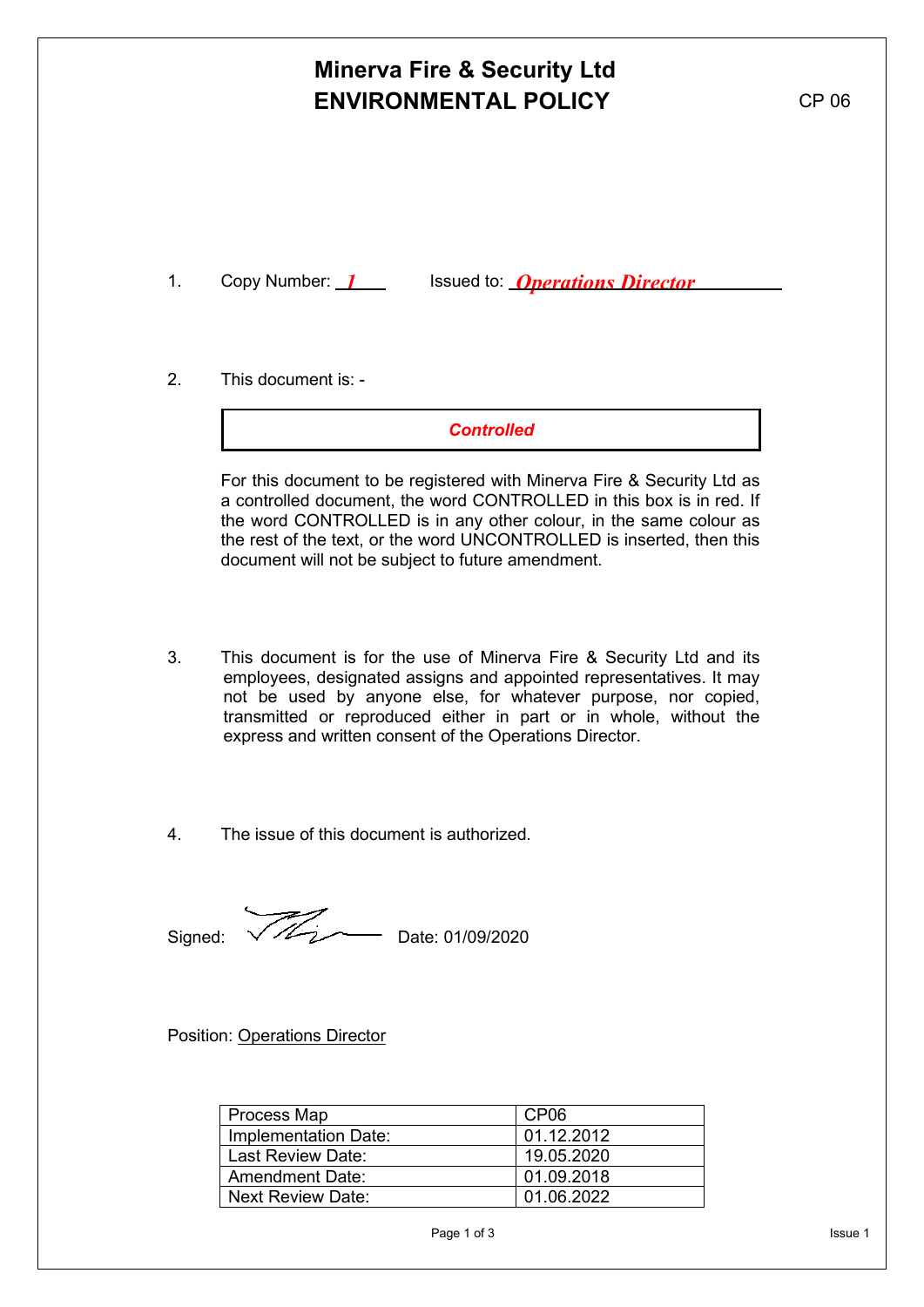# Minerva Fire & Security Ltd
# ENVIRONMENTAL POLICY

CP 06

1. Copy Number: *1* Issued to: *Operations Director*

2. This document is: -

   ***Controlled***

   For this document to be registered with Minerva Fire & Security Ltd as a controlled document, the word CONTROLLED in this box is in red. If the word CONTROLLED is in any other colour, in the same colour as the rest of the text, or the word UNCONTROLLED is inserted, then this document will not be subject to future amendment.

3. This document is for the use of Minerva Fire & Security Ltd and its employees, designated assigns and appointed representatives. It may not be used by anyone else, for whatever purpose, nor copied, transmitted or reproduced either in part or in whole, without the express and written consent of the Operations Director.

4. The issue of this document is authorized.

Signed: [signature] Date: 01/09/2020

Position: Operations Director

| Process Map | CP06 |
|---|---|
| Implementation Date: | 01.12.2012 |
| Last Review Date: | 19.05.2020 |
| Amendment Date: | 01.09.2018 |
| Next Review Date: | 01.06.2022 |

Issue 1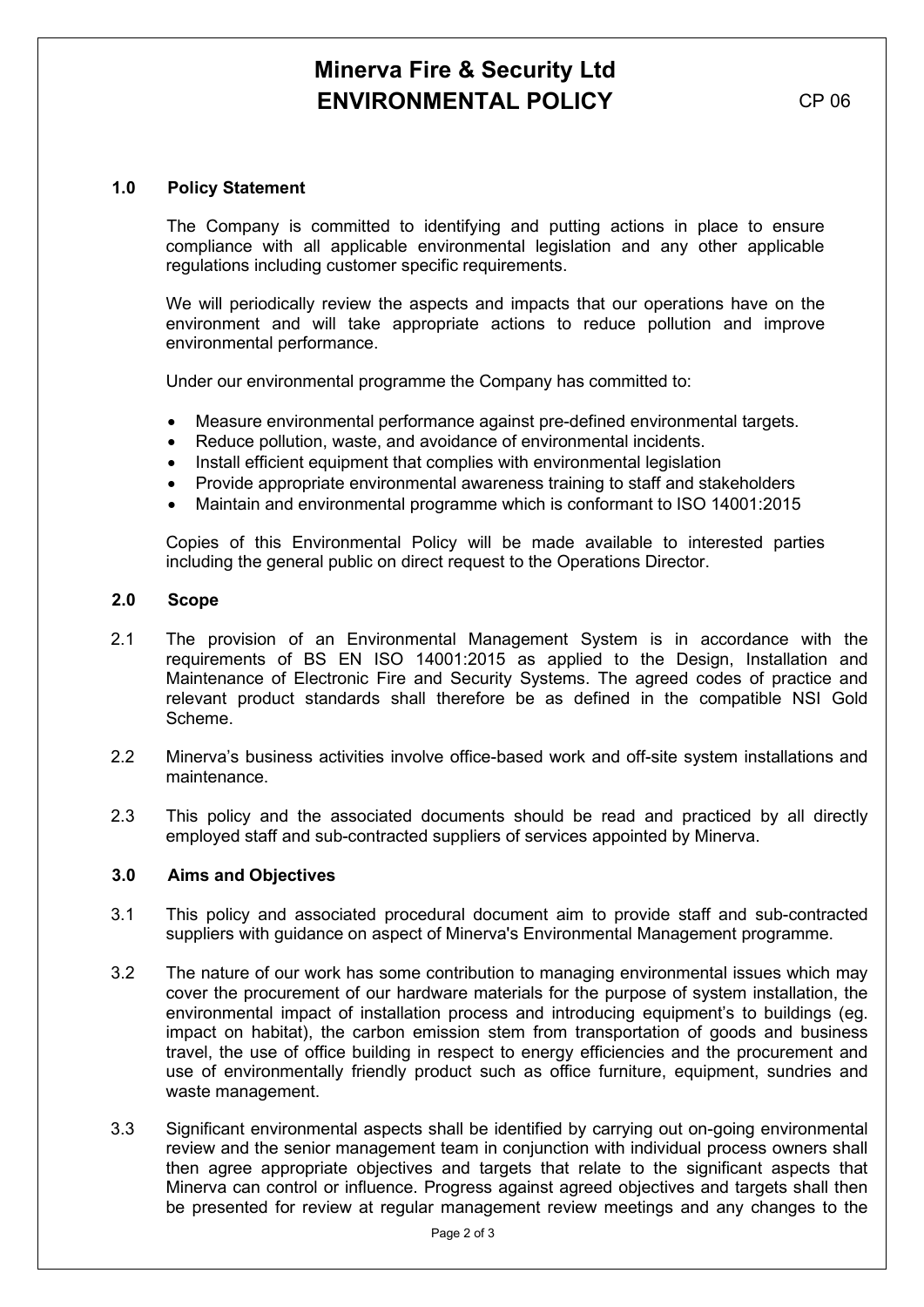# Minerva Fire & Security Ltd
# ENVIRONMENTAL POLICY

CP 06

## 1.0 Policy Statement

The Company is committed to identifying and putting actions in place to ensure compliance with all applicable environmental legislation and any other applicable regulations including customer specific requirements.

We will periodically review the aspects and impacts that our operations have on the environment and will take appropriate actions to reduce pollution and improve environmental performance.

Under our environmental programme the Company has committed to:

- Measure environmental performance against pre-defined environmental targets.
- Reduce pollution, waste, and avoidance of environmental incidents.
- Install efficient equipment that complies with environmental legislation
- Provide appropriate environmental awareness training to staff and stakeholders
- Maintain and environmental programme which is conformant to ISO 14001:2015

Copies of this Environmental Policy will be made available to interested parties including the general public on direct request to the Operations Director.

## 2.0 Scope

2.1 The provision of an Environmental Management System is in accordance with the requirements of BS EN ISO 14001:2015 as applied to the Design, Installation and Maintenance of Electronic Fire and Security Systems. The agreed codes of practice and relevant product standards shall therefore be as defined in the compatible NSI Gold Scheme.

2.2 Minerva's business activities involve office-based work and off-site system installations and maintenance.

2.3 This policy and the associated documents should be read and practiced by all directly employed staff and sub-contracted suppliers of services appointed by Minerva.

## 3.0 Aims and Objectives

3.1 This policy and associated procedural document aim to provide staff and sub-contracted suppliers with guidance on aspect of Minerva's Environmental Management programme.

3.2 The nature of our work has some contribution to managing environmental issues which may cover the procurement of our hardware materials for the purpose of system installation, the environmental impact of installation process and introducing equipment's to buildings (eg. impact on habitat), the carbon emission stem from transportation of goods and business travel, the use of office building in respect to energy efficiencies and the procurement and use of environmentally friendly product such as office furniture, equipment, sundries and waste management.

3.3 Significant environmental aspects shall be identified by carrying out on-going environmental review and the senior management team in conjunction with individual process owners shall then agree appropriate objectives and targets that relate to the significant aspects that Minerva can control or influence. Progress against agreed objectives and targets shall then be presented for review at regular management review meetings and any changes to the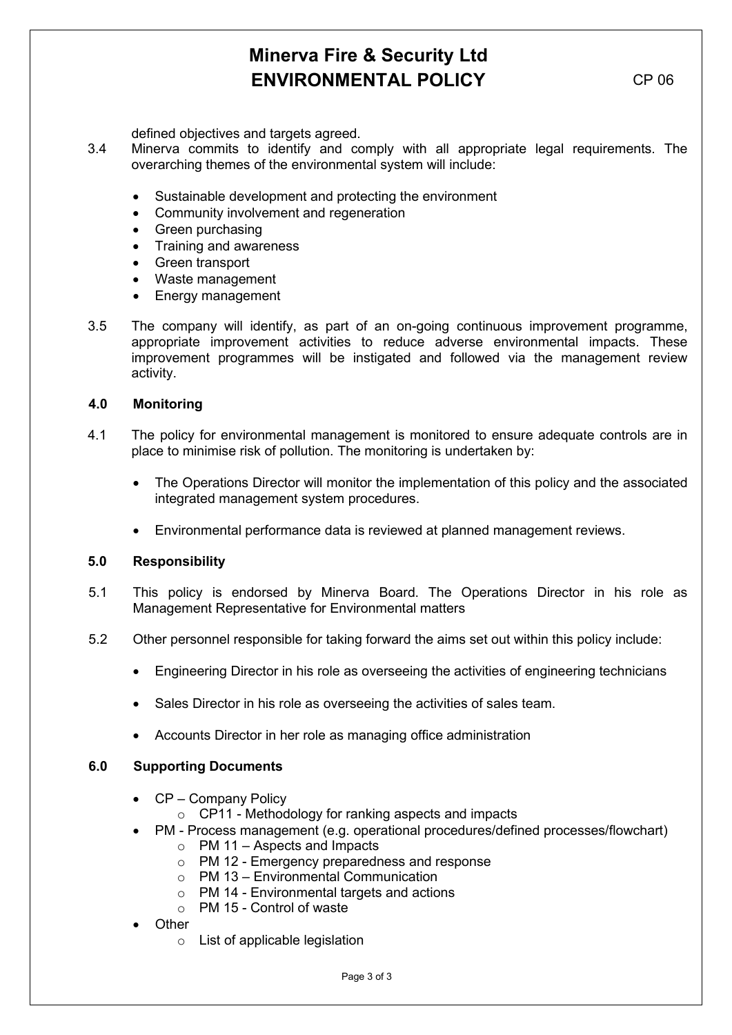defined objectives and targets agreed.

3.4 Minerva commits to identify and comply with all appropriate legal requirements. The overarching themes of the environmental system will include:

- Sustainable development and protecting the environment
- Community involvement and regeneration
- Green purchasing
- Training and awareness
- Green transport
- Waste management
- Energy management

3.5 The company will identify, as part of an on-going continuous improvement programme, appropriate improvement activities to reduce adverse environmental impacts. These improvement programmes will be instigated and followed via the management review activity.

## 4.0 Monitoring

4.1 The policy for environmental management is monitored to ensure adequate controls are in place to minimise risk of pollution. The monitoring is undertaken by:

- The Operations Director will monitor the implementation of this policy and the associated integrated management system procedures.
- Environmental performance data is reviewed at planned management reviews.

## 5.0 Responsibility

5.1 This policy is endorsed by Minerva Board. The Operations Director in his role as Management Representative for Environmental matters

5.2 Other personnel responsible for taking forward the aims set out within this policy include:

- Engineering Director in his role as overseeing the activities of engineering technicians
- Sales Director in his role as overseeing the activities of sales team.
- Accounts Director in her role as managing office administration

## 6.0 Supporting Documents

- CP – Company Policy
  - CP11 - Methodology for ranking aspects and impacts
- PM - Process management (e.g. operational procedures/defined processes/flowchart)
  - PM 11 – Aspects and Impacts
  - PM 12 - Emergency preparedness and response
  - PM 13 – Environmental Communication
  - PM 14 - Environmental targets and actions
  - PM 15 - Control of waste
- Other
  - List of applicable legislation